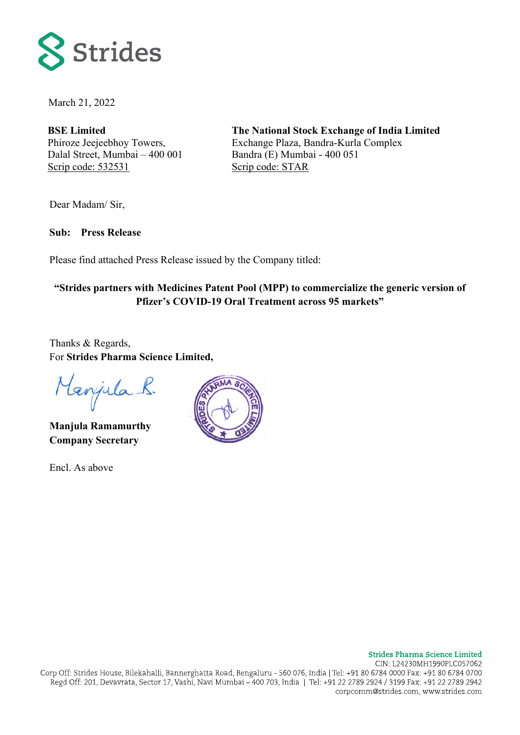March 21, 2022

**BSE Limited**
Phiroze Jeejeebhoy Towers,
Dalal Street, Mumbai – 400 001
Scrip code: 532531

**The National Stock Exchange of India Limited**
Exchange Plaza, Bandra-Kurla Complex
Bandra (E) Mumbai - 400 051
Scrip code: STAR

Dear Madam/ Sir,

**Sub: Press Release**

Please find attached Press Release issued by the Company titled:

**"Strides partners with Medicines Patent Pool (MPP) to commercialize the generic version of Pfizer's COVID-19 Oral Treatment across 95 markets"**

Thanks & Regards,
For **Strides Pharma Science Limited,**

Manjula R.

**Manjula Ramamurthy**
**Company Secretary**

Encl. As above

Strides Pharma Science Limited
CIN: L24230MH1990PLC057062
Corp Off: Strides House, Bilekahalli, Bannerghatta Road, Bengaluru - 560 076, India | Tel: +91 80 6784 0000 Fax: +91 80 6784 0700
Regd Off: 201, Devavrata, Sector 17, Vashi, Navi Mumbai – 400 703, India | Tel: +91 22 2789 2924 / 3199 Fax: +91 22 2789 2942
corpcomm@strides.com, www.strides.com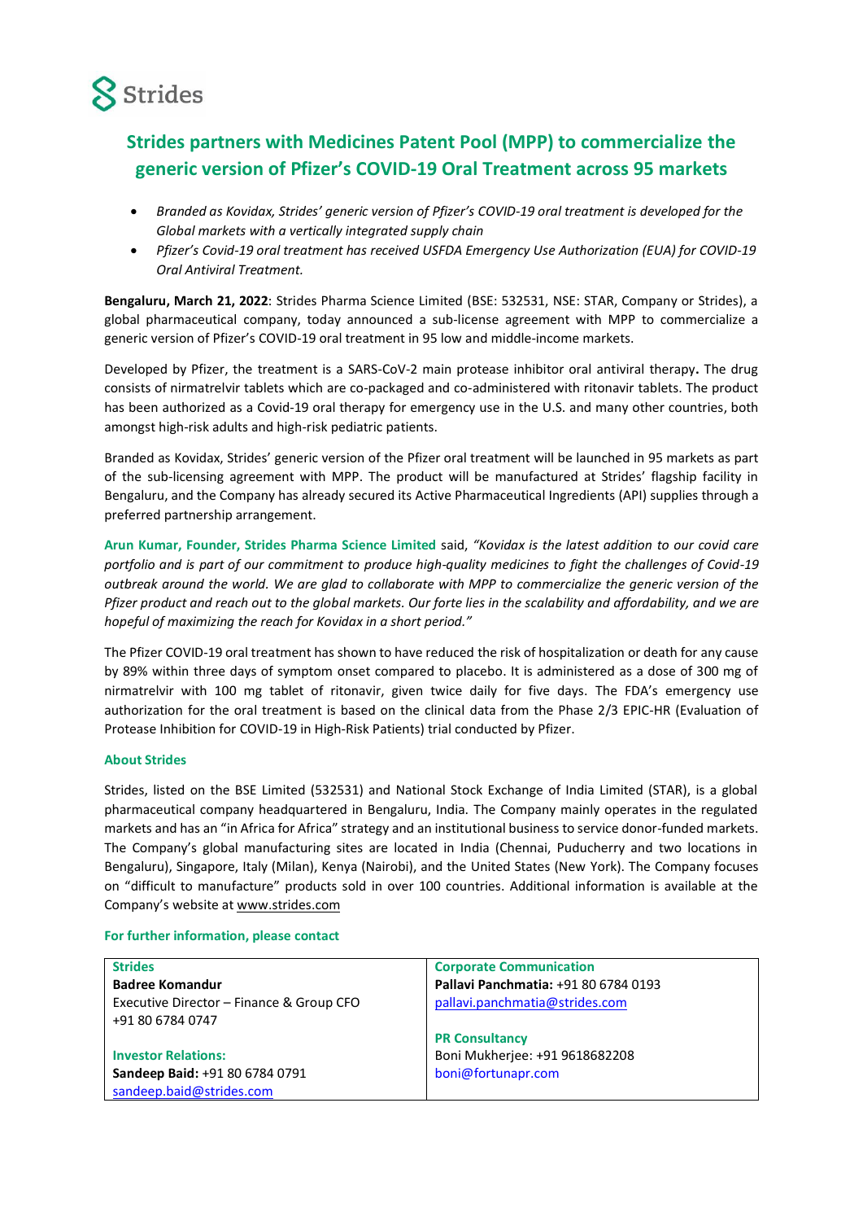Strides

# Strides partners with Medicines Patent Pool (MPP) to commercialize the generic version of Pfizer's COVID-19 Oral Treatment across 95 markets

- *Branded as Kovidax, Strides' generic version of Pfizer's COVID-19 oral treatment is developed for the Global markets with a vertically integrated supply chain*
- *Pfizer's Covid-19 oral treatment has received USFDA Emergency Use Authorization (EUA) for COVID-19 Oral Antiviral Treatment.*

**Bengaluru, March 21, 2022**: Strides Pharma Science Limited (BSE: 532531, NSE: STAR, Company or Strides), a global pharmaceutical company, today announced a sub-license agreement with MPP to commercialize a generic version of Pfizer's COVID-19 oral treatment in 95 low and middle-income markets.

Developed by Pfizer, the treatment is a SARS-CoV-2 main protease inhibitor oral antiviral therapy**.** The drug consists of nirmatrelvir tablets which are co-packaged and co-administered with ritonavir tablets. The product has been authorized as a Covid-19 oral therapy for emergency use in the U.S. and many other countries, both amongst high-risk adults and high-risk pediatric patients.

Branded as Kovidax, Strides' generic version of the Pfizer oral treatment will be launched in 95 markets as part of the sub-licensing agreement with MPP. The product will be manufactured at Strides' flagship facility in Bengaluru, and the Company has already secured its Active Pharmaceutical Ingredients (API) supplies through a preferred partnership arrangement.

**Arun Kumar, Founder, Strides Pharma Science Limited** said, *"Kovidax is the latest addition to our covid care portfolio and is part of our commitment to produce high-quality medicines to fight the challenges of Covid-19 outbreak around the world. We are glad to collaborate with MPP to commercialize the generic version of the Pfizer product and reach out to the global markets. Our forte lies in the scalability and affordability, and we are hopeful of maximizing the reach for Kovidax in a short period."*

The Pfizer COVID-19 oral treatment has shown to have reduced the risk of hospitalization or death for any cause by 89% within three days of symptom onset compared to placebo. It is administered as a dose of 300 mg of nirmatrelvir with 100 mg tablet of ritonavir, given twice daily for five days. The FDA's emergency use authorization for the oral treatment is based on the clinical data from the Phase 2/3 EPIC-HR (Evaluation of Protease Inhibition for COVID-19 in High-Risk Patients) trial conducted by Pfizer.

### About Strides

Strides, listed on the BSE Limited (532531) and National Stock Exchange of India Limited (STAR), is a global pharmaceutical company headquartered in Bengaluru, India. The Company mainly operates in the regulated markets and has an "in Africa for Africa" strategy and an institutional business to service donor-funded markets. The Company's global manufacturing sites are located in India (Chennai, Puducherry and two locations in Bengaluru), Singapore, Italy (Milan), Kenya (Nairobi), and the United States (New York). The Company focuses on "difficult to manufacture" products sold in over 100 countries. Additional information is available at the Company's website at www.strides.com

### For further information, please contact

| Strides | Corporate Communication |
|---|---|
| **Badree Komandur**<br>Executive Director – Finance & Group CFO<br>+91 80 6784 0747 | **Pallavi Panchmatia:** +91 80 6784 0193<br>pallavi.panchmatia@strides.com |
| **Investor Relations:**<br>**Sandeep Baid:** +91 80 6784 0791<br>sandeep.baid@strides.com | **PR Consultancy**<br>Boni Mukherjee: +91 9618682208<br>boni@fortunapr.com |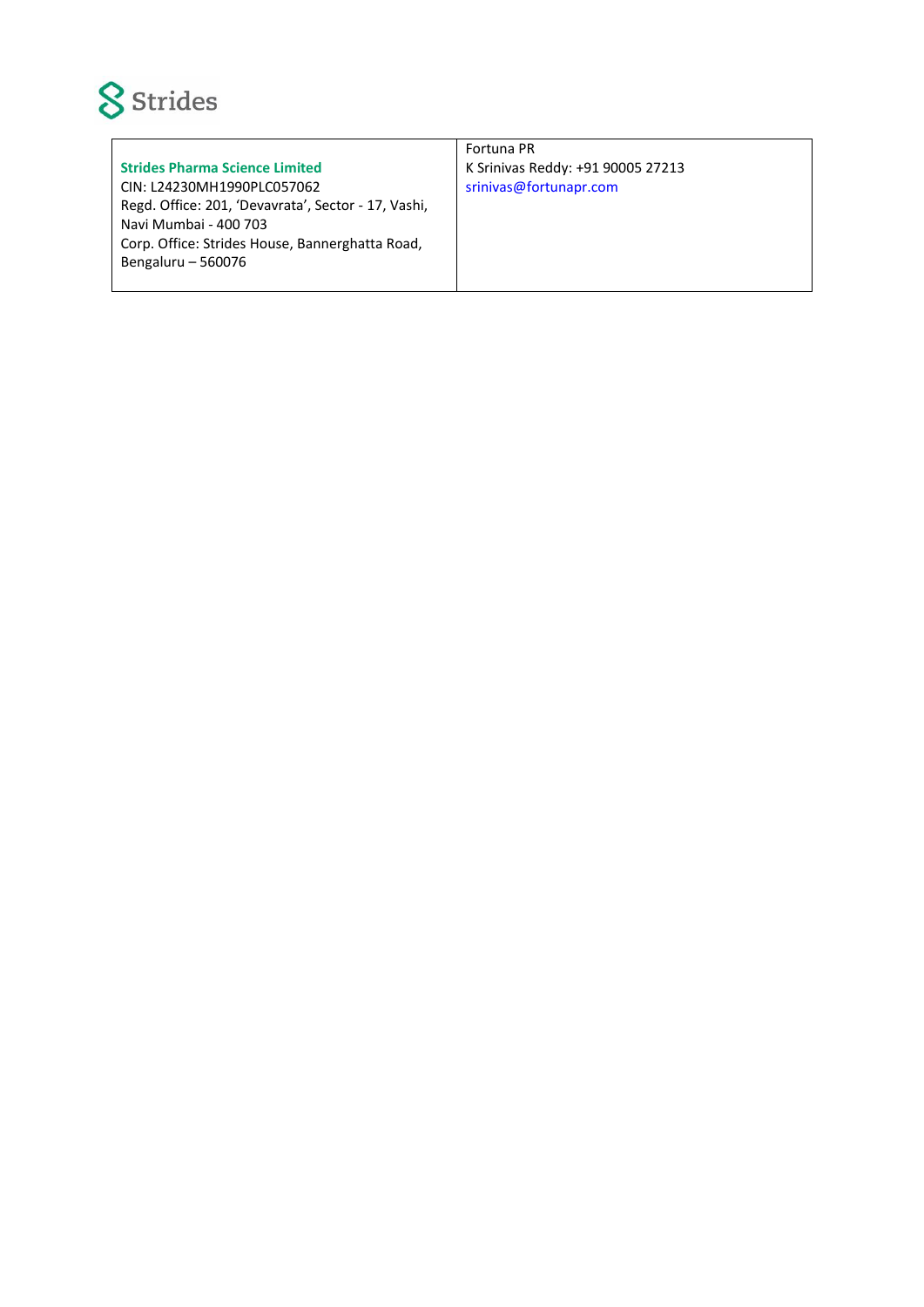| | |
|---|---|
| **Strides Pharma Science Limited**<br>CIN: L24230MH1990PLC057062<br>Regd. Office: 201, 'Devavrata', Sector - 17, Vashi, Navi Mumbai - 400 703<br>Corp. Office: Strides House, Bannerghatta Road, Bengaluru – 560076 | Fortuna PR<br>K Srinivas Reddy: +91 90005 27213<br>srinivas@fortunapr.com |